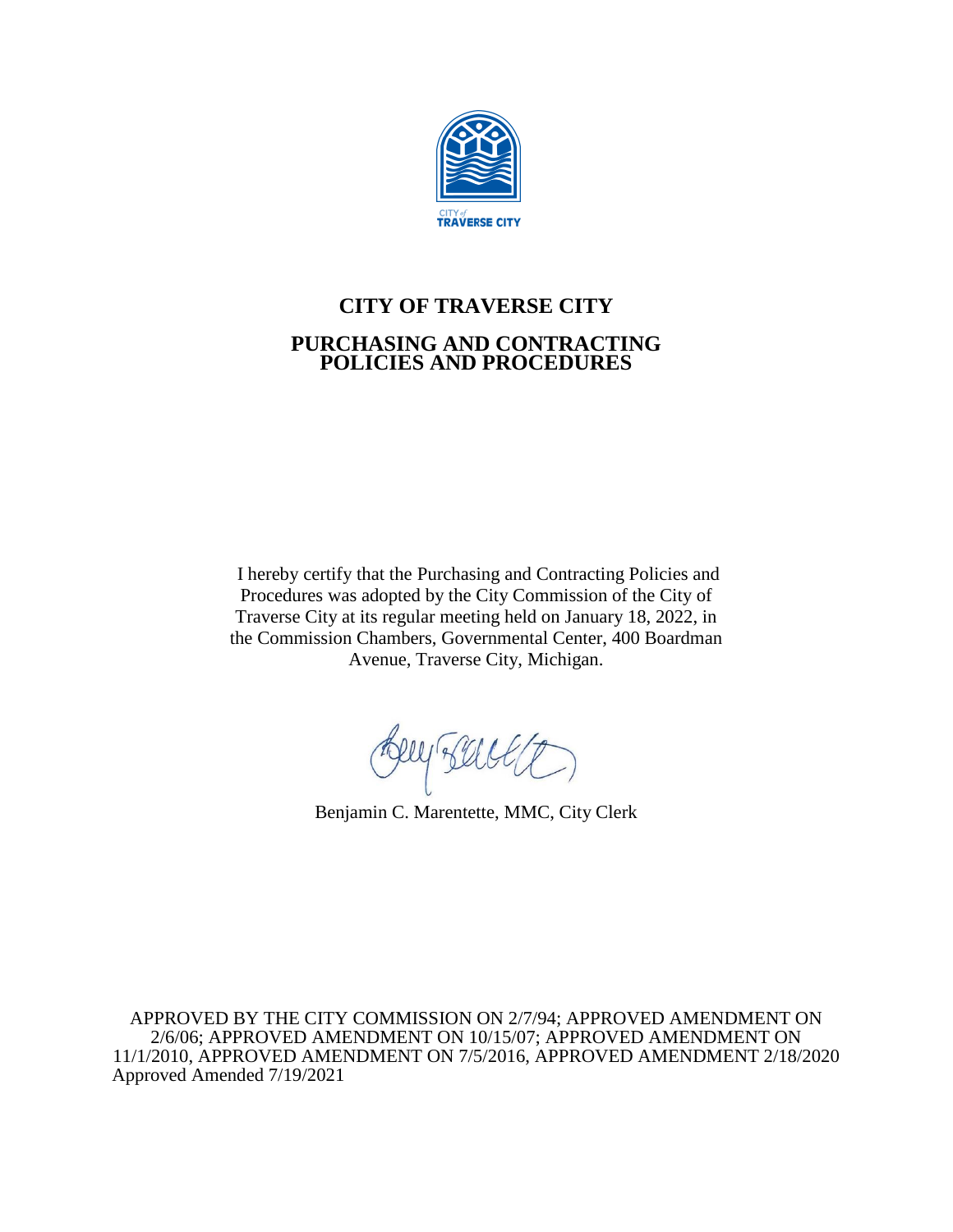CITY *of*
TRAVERSE CITY

# CITY OF TRAVERSE CITY

## PURCHASING AND CONTRACTING POLICIES AND PROCEDURES

I hereby certify that the Purchasing and Contracting Policies and Procedures was adopted by the City Commission of the City of Traverse City at its regular meeting held on January 18, 2022, in the Commission Chambers, Governmental Center, 400 Boardman Avenue, Traverse City, Michigan.

Benjamin C. Marentette, MMC, City Clerk

APPROVED BY THE CITY COMMISSION ON 2/7/94; APPROVED AMENDMENT ON 2/6/06; APPROVED AMENDMENT ON 10/15/07; APPROVED AMENDMENT ON 11/1/2010, APPROVED AMENDMENT ON 7/5/2016, APPROVED AMENDMENT 2/18/2020 Approved Amended 7/19/2021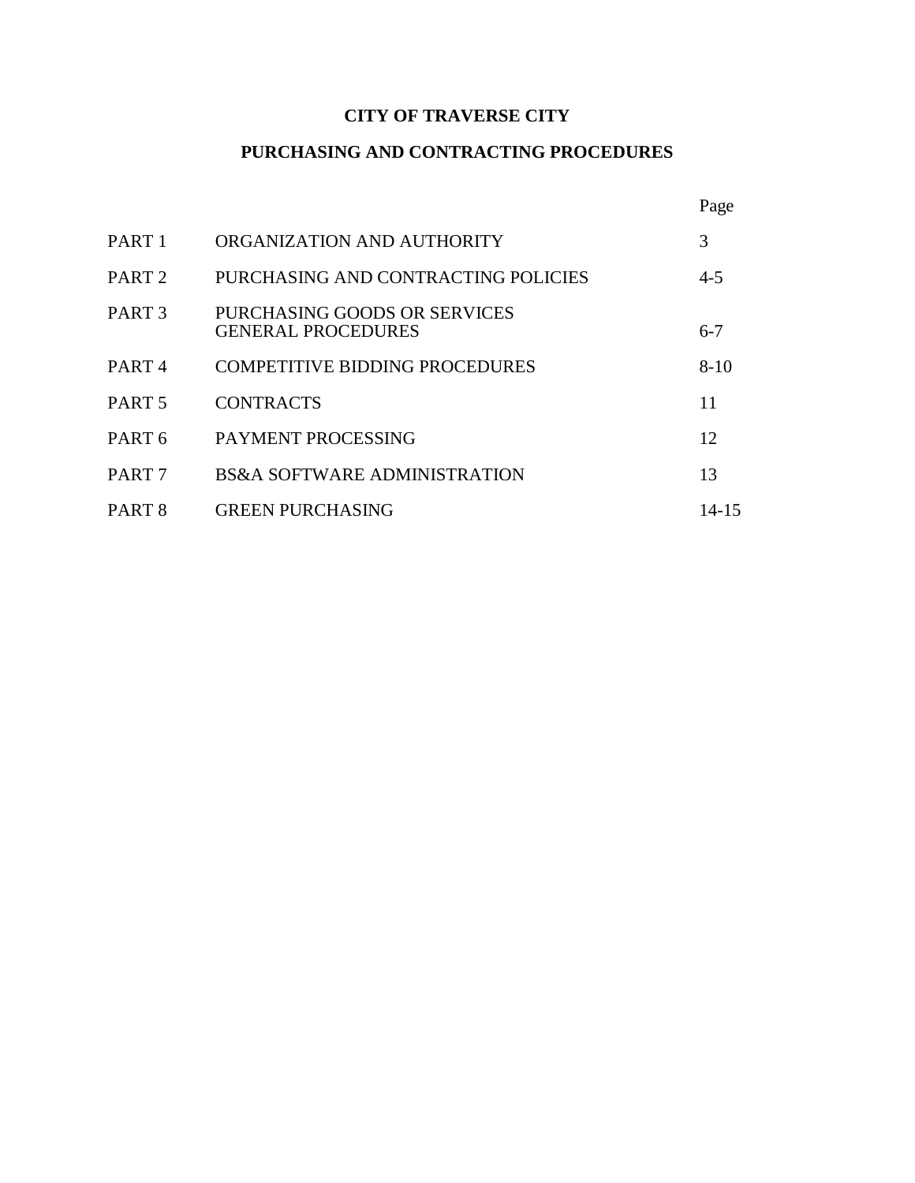# CITY OF TRAVERSE CITY

## PURCHASING AND CONTRACTING PROCEDURES

| | | Page |
|---|---|---|
| PART 1 | ORGANIZATION AND AUTHORITY | 3 |
| PART 2 | PURCHASING AND CONTRACTING POLICIES | 4-5 |
| PART 3 | PURCHASING GOODS OR SERVICES GENERAL PROCEDURES | 6-7 |
| PART 4 | COMPETITIVE BIDDING PROCEDURES | 8-10 |
| PART 5 | CONTRACTS | 11 |
| PART 6 | PAYMENT PROCESSING | 12 |
| PART 7 | BS&A SOFTWARE ADMINISTRATION | 13 |
| PART 8 | GREEN PURCHASING | 14-15 |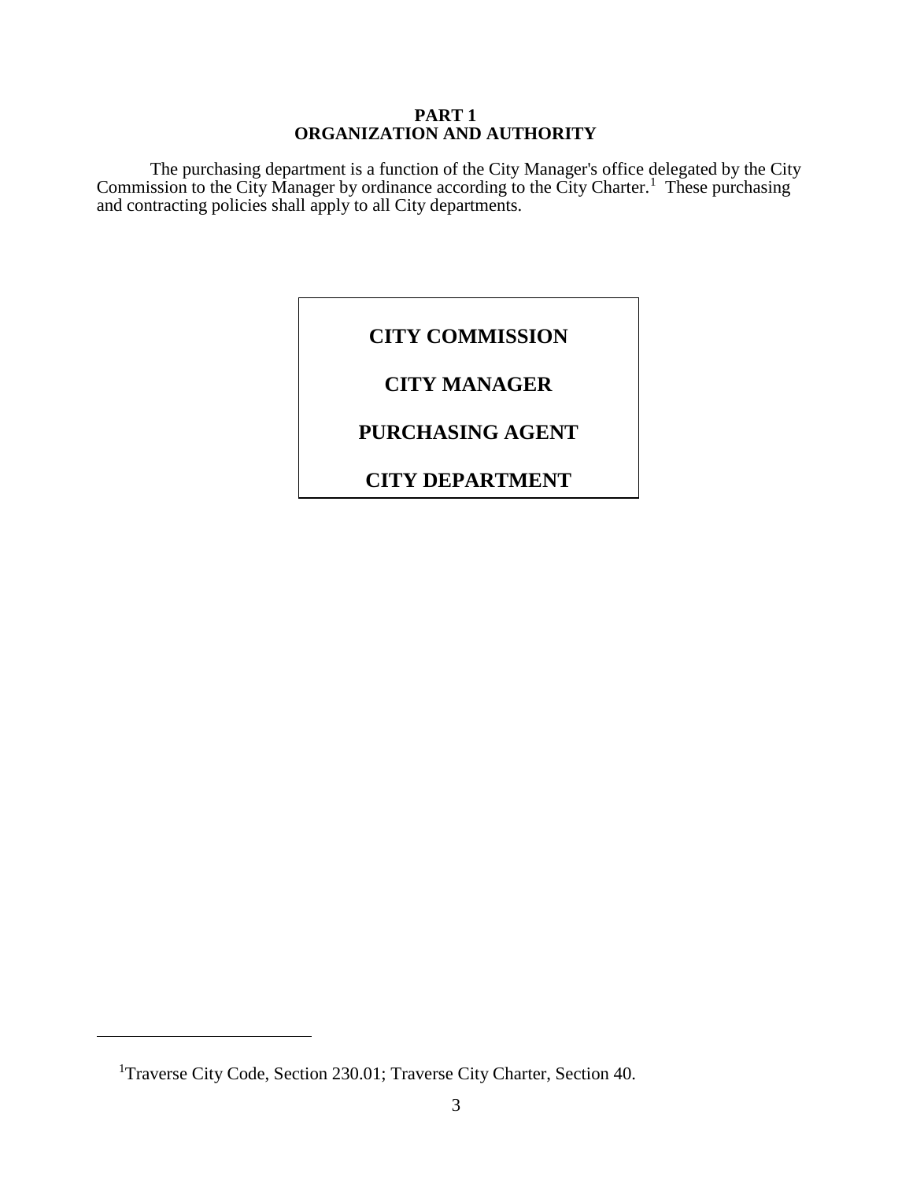# PART 1
# ORGANIZATION AND AUTHORITY

The purchasing department is a function of the City Manager's office delegated by the City Commission to the City Manager by ordinance according to the City Charter.[1] These purchasing and contracting policies shall apply to all City departments.

**CITY COMMISSION**

**CITY MANAGER**

**PURCHASING AGENT**

**CITY DEPARTMENT**

---

[1]Traverse City Code, Section 230.01; Traverse City Charter, Section 40.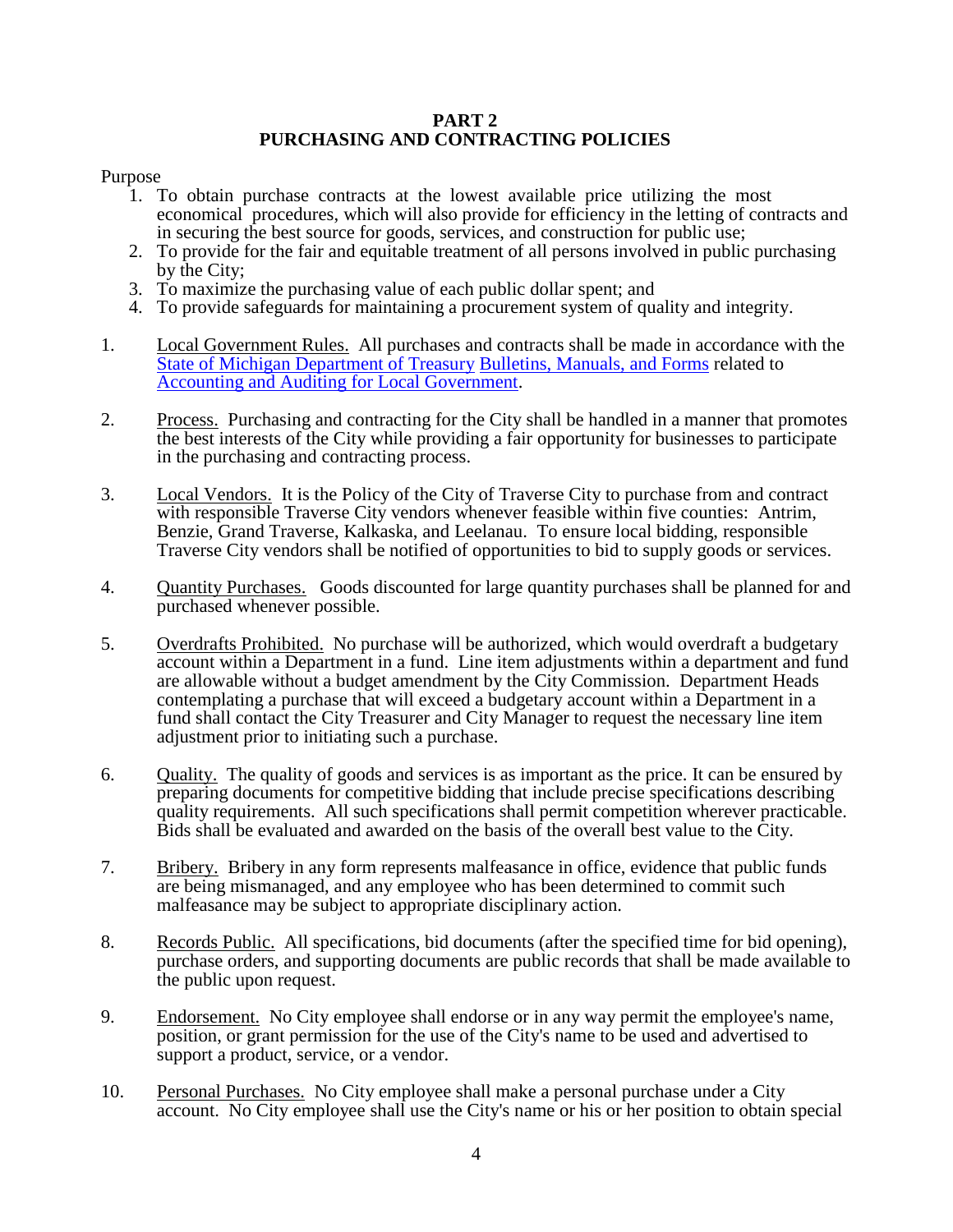# PART 2
# PURCHASING AND CONTRACTING POLICIES

Purpose

1. To obtain purchase contracts at the lowest available price utilizing the most economical procedures, which will also provide for efficiency in the letting of contracts and in securing the best source for goods, services, and construction for public use;
2. To provide for the fair and equitable treatment of all persons involved in public purchasing by the City;
3. To maximize the purchasing value of each public dollar spent; and
4. To provide safeguards for maintaining a procurement system of quality and integrity.

1. Local Government Rules. All purchases and contracts shall be made in accordance with the State of Michigan Department of Treasury Bulletins, Manuals, and Forms related to Accounting and Auditing for Local Government.

2. Process. Purchasing and contracting for the City shall be handled in a manner that promotes the best interests of the City while providing a fair opportunity for businesses to participate in the purchasing and contracting process.

3. Local Vendors. It is the Policy of the City of Traverse City to purchase from and contract with responsible Traverse City vendors whenever feasible within five counties: Antrim, Benzie, Grand Traverse, Kalkaska, and Leelanau. To ensure local bidding, responsible Traverse City vendors shall be notified of opportunities to bid to supply goods or services.

4. Quantity Purchases. Goods discounted for large quantity purchases shall be planned for and purchased whenever possible.

5. Overdrafts Prohibited. No purchase will be authorized, which would overdraft a budgetary account within a Department in a fund. Line item adjustments within a department and fund are allowable without a budget amendment by the City Commission. Department Heads contemplating a purchase that will exceed a budgetary account within a Department in a fund shall contact the City Treasurer and City Manager to request the necessary line item adjustment prior to initiating such a purchase.

6. Quality. The quality of goods and services is as important as the price. It can be ensured by preparing documents for competitive bidding that include precise specifications describing quality requirements. All such specifications shall permit competition wherever practicable. Bids shall be evaluated and awarded on the basis of the overall best value to the City.

7. Bribery. Bribery in any form represents malfeasance in office, evidence that public funds are being mismanaged, and any employee who has been determined to commit such malfeasance may be subject to appropriate disciplinary action.

8. Records Public. All specifications, bid documents (after the specified time for bid opening), purchase orders, and supporting documents are public records that shall be made available to the public upon request.

9. Endorsement. No City employee shall endorse or in any way permit the employee's name, position, or grant permission for the use of the City's name to be used and advertised to support a product, service, or a vendor.

10. Personal Purchases. No City employee shall make a personal purchase under a City account. No City employee shall use the City's name or his or her position to obtain special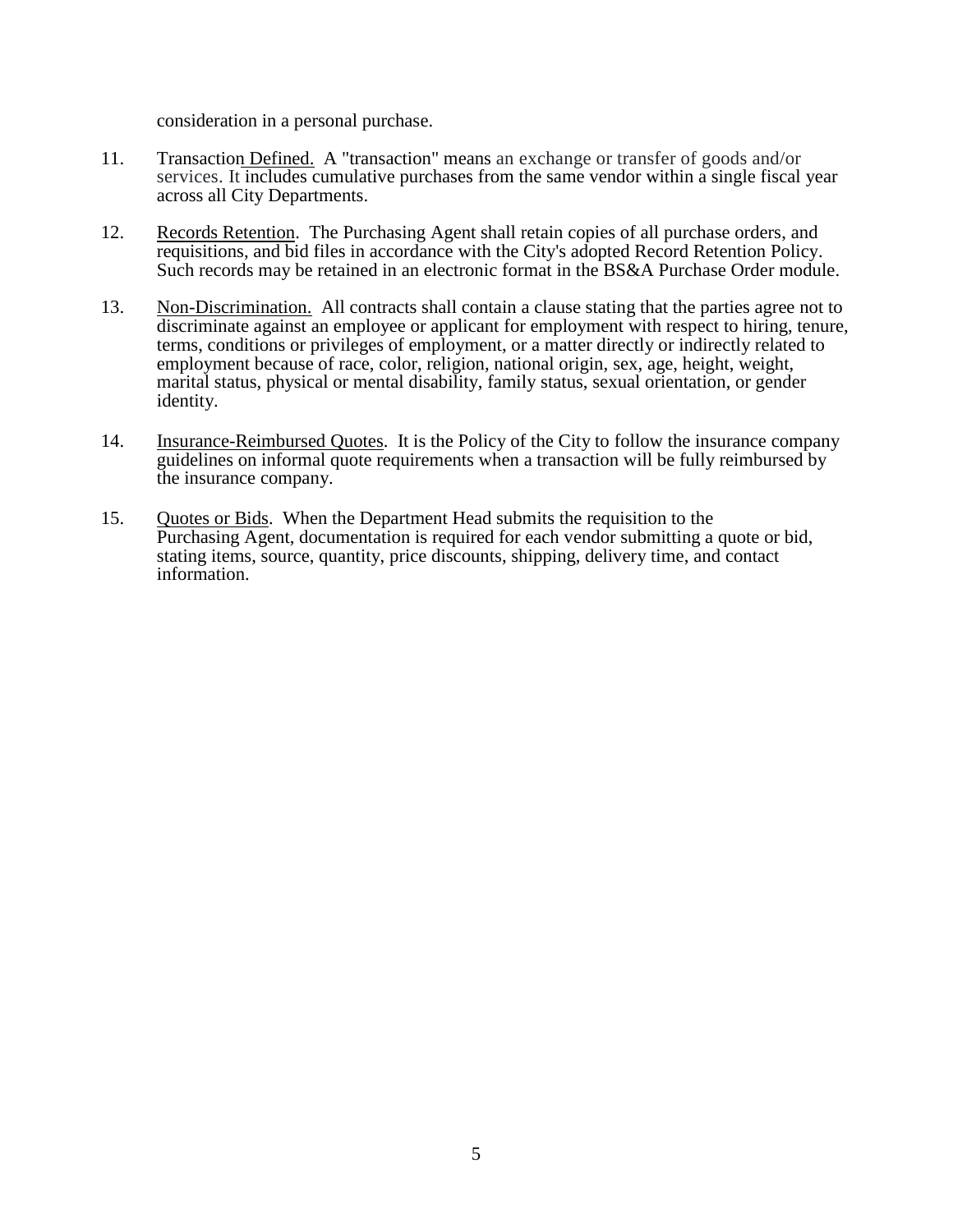consideration in a personal purchase.

11. Transaction Defined. A "transaction" means an exchange or transfer of goods and/or services. It includes cumulative purchases from the same vendor within a single fiscal year across all City Departments.

12. Records Retention. The Purchasing Agent shall retain copies of all purchase orders, and requisitions, and bid files in accordance with the City's adopted Record Retention Policy. Such records may be retained in an electronic format in the BS&A Purchase Order module.

13. Non-Discrimination. All contracts shall contain a clause stating that the parties agree not to discriminate against an employee or applicant for employment with respect to hiring, tenure, terms, conditions or privileges of employment, or a matter directly or indirectly related to employment because of race, color, religion, national origin, sex, age, height, weight, marital status, physical or mental disability, family status, sexual orientation, or gender identity.

14. Insurance-Reimbursed Quotes. It is the Policy of the City to follow the insurance company guidelines on informal quote requirements when a transaction will be fully reimbursed by the insurance company.

15. Quotes or Bids. When the Department Head submits the requisition to the Purchasing Agent, documentation is required for each vendor submitting a quote or bid, stating items, source, quantity, price discounts, shipping, delivery time, and contact information.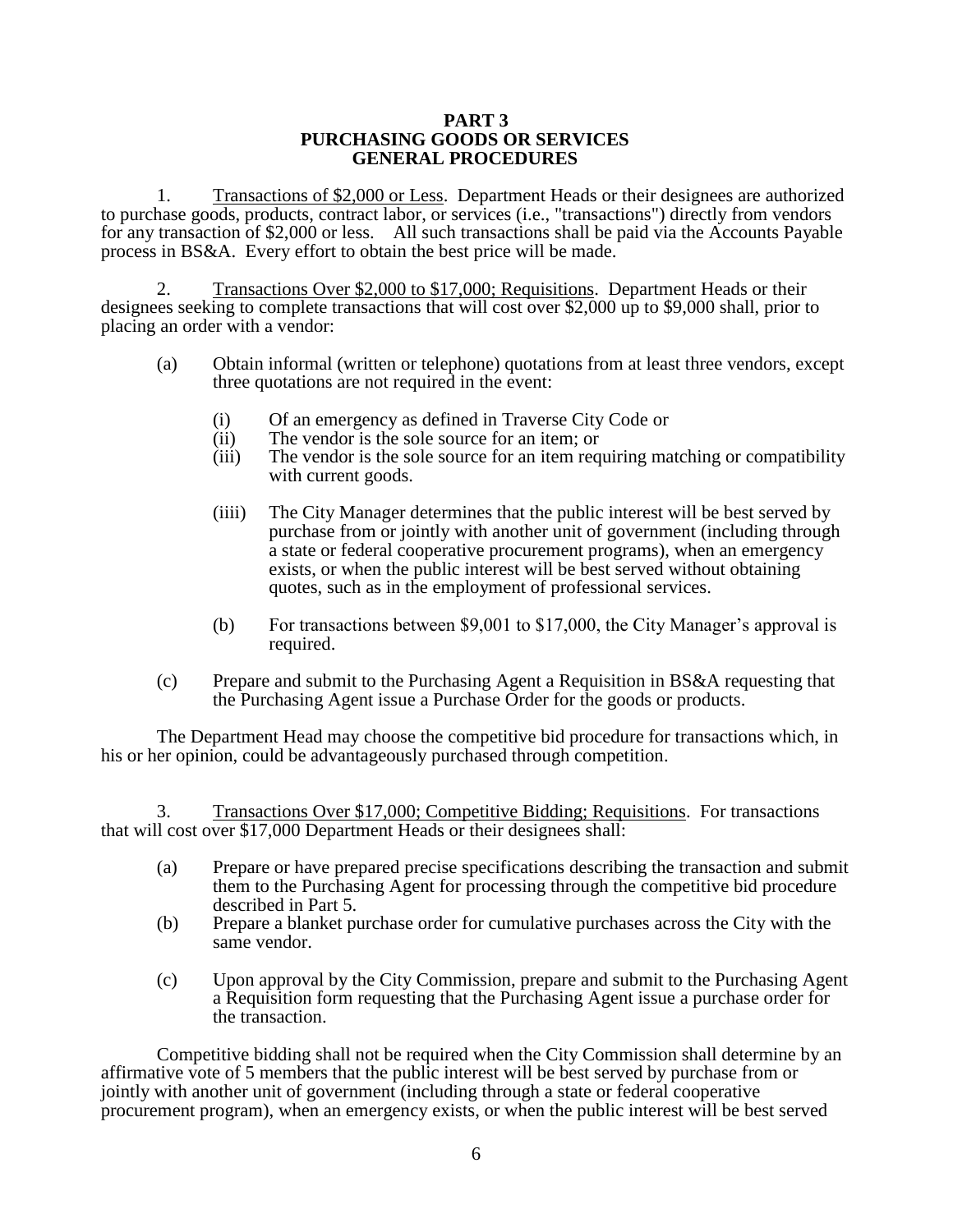## PART 3
## PURCHASING GOODS OR SERVICES
## GENERAL PROCEDURES

1. Transactions of $2,000 or Less. Department Heads or their designees are authorized to purchase goods, products, contract labor, or services (i.e., "transactions") directly from vendors for any transaction of $2,000 or less. All such transactions shall be paid via the Accounts Payable process in BS&A. Every effort to obtain the best price will be made.

2. Transactions Over $2,000 to $17,000; Requisitions. Department Heads or their designees seeking to complete transactions that will cost over $2,000 up to $9,000 shall, prior to placing an order with a vendor:

   (a) Obtain informal (written or telephone) quotations from at least three vendors, except three quotations are not required in the event:

      (i) Of an emergency as defined in Traverse City Code or
      (ii) The vendor is the sole source for an item; or
      (iii) The vendor is the sole source for an item requiring matching or compatibility with current goods.

      (iiii) The City Manager determines that the public interest will be best served by purchase from or jointly with another unit of government (including through a state or federal cooperative procurement programs), when an emergency exists, or when the public interest will be best served without obtaining quotes, such as in the employment of professional services.

      (b) For transactions between $9,001 to $17,000, the City Manager's approval is required.

   (c) Prepare and submit to the Purchasing Agent a Requisition in BS&A requesting that the Purchasing Agent issue a Purchase Order for the goods or products.

The Department Head may choose the competitive bid procedure for transactions which, in his or her opinion, could be advantageously purchased through competition.

3. Transactions Over $17,000; Competitive Bidding; Requisitions. For transactions that will cost over $17,000 Department Heads or their designees shall:

   (a) Prepare or have prepared precise specifications describing the transaction and submit them to the Purchasing Agent for processing through the competitive bid procedure described in Part 5.
   (b) Prepare a blanket purchase order for cumulative purchases across the City with the same vendor.

   (c) Upon approval by the City Commission, prepare and submit to the Purchasing Agent a Requisition form requesting that the Purchasing Agent issue a purchase order for the transaction.

Competitive bidding shall not be required when the City Commission shall determine by an affirmative vote of 5 members that the public interest will be best served by purchase from or jointly with another unit of government (including through a state or federal cooperative procurement program), when an emergency exists, or when the public interest will be best served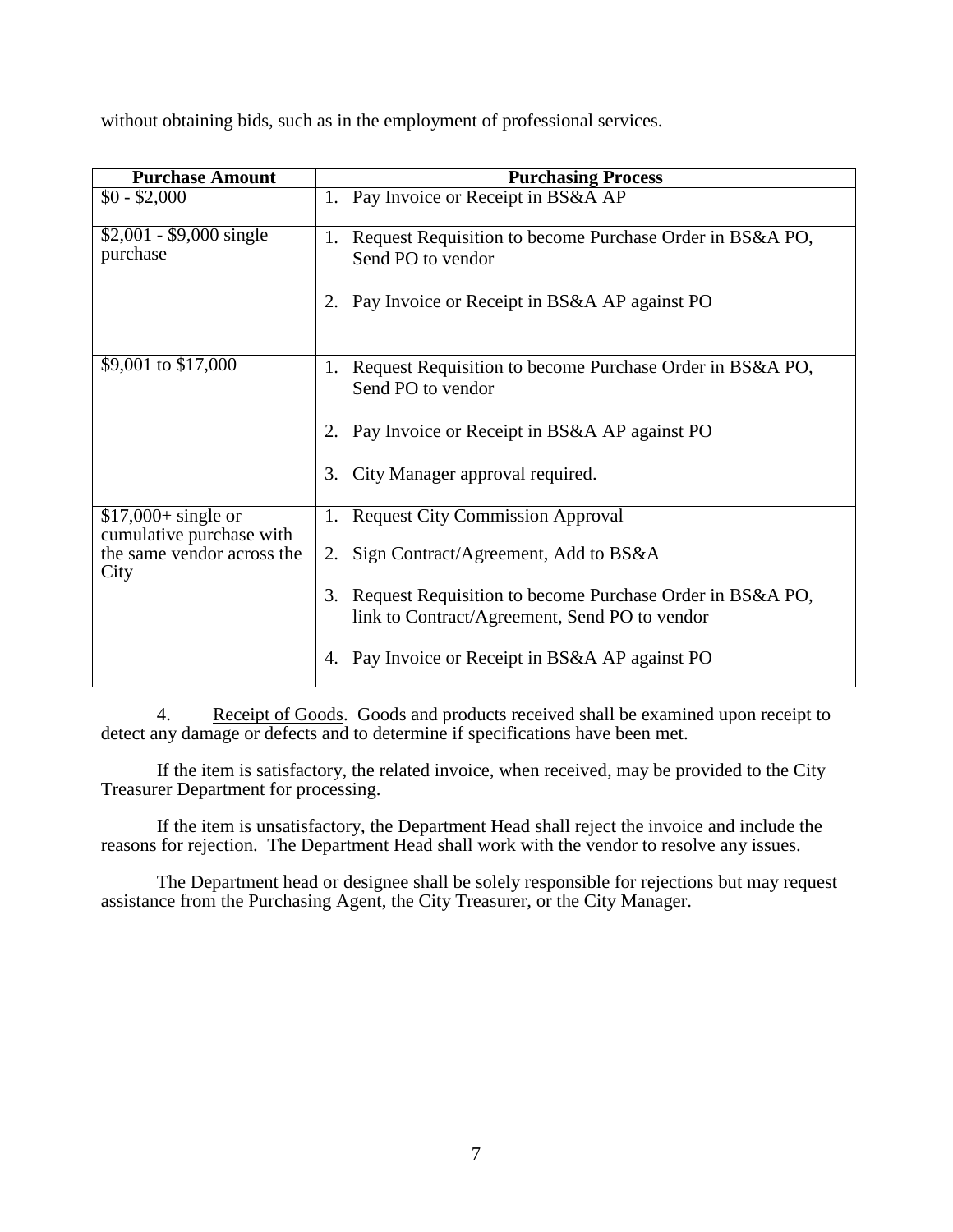without obtaining bids, such as in the employment of professional services.

| Purchase Amount | Purchasing Process |
|---|---|
| $0 - $2,000 | 1. Pay Invoice or Receipt in BS&A AP |
| $2,001 - $9,000 single purchase | 1. Request Requisition to become Purchase Order in BS&A PO, Send PO to vendor<br><br>2. Pay Invoice or Receipt in BS&A AP against PO |
| $9,001 to $17,000 | 1. Request Requisition to become Purchase Order in BS&A PO, Send PO to vendor<br><br>2. Pay Invoice or Receipt in BS&A AP against PO<br><br>3. City Manager approval required. |
| $17,000+ single or cumulative purchase with the same vendor across the City | 1. Request City Commission Approval<br><br>2. Sign Contract/Agreement, Add to BS&A<br><br>3. Request Requisition to become Purchase Order in BS&A PO, link to Contract/Agreement, Send PO to vendor<br><br>4. Pay Invoice or Receipt in BS&A AP against PO |

4. <u>Receipt of Goods</u>. Goods and products received shall be examined upon receipt to detect any damage or defects and to determine if specifications have been met.

If the item is satisfactory, the related invoice, when received, may be provided to the City Treasurer Department for processing.

If the item is unsatisfactory, the Department Head shall reject the invoice and include the reasons for rejection. The Department Head shall work with the vendor to resolve any issues.

The Department head or designee shall be solely responsible for rejections but may request assistance from the Purchasing Agent, the City Treasurer, or the City Manager.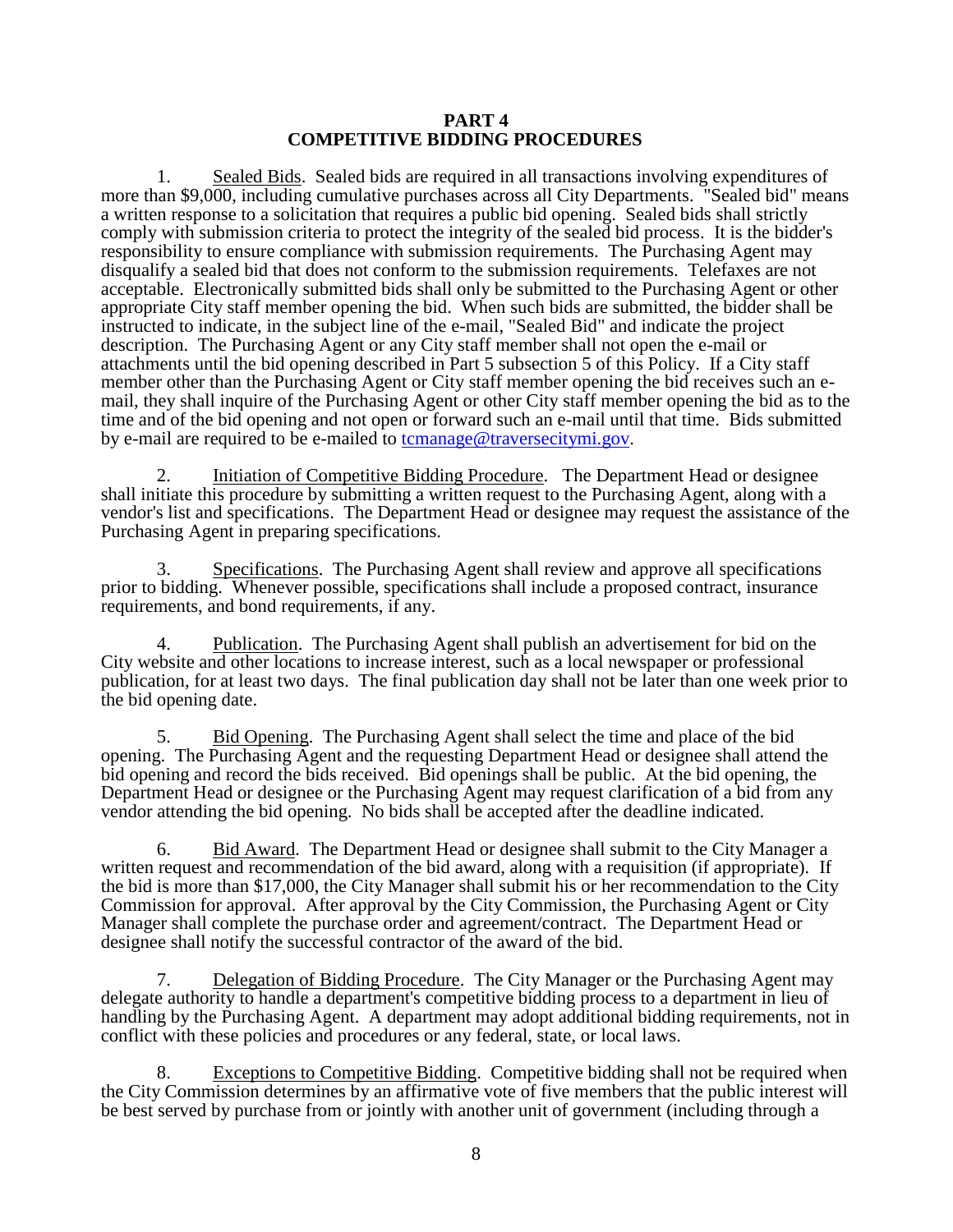# PART 4
# COMPETITIVE BIDDING PROCEDURES

1. Sealed Bids. Sealed bids are required in all transactions involving expenditures of more than $9,000, including cumulative purchases across all City Departments. "Sealed bid" means a written response to a solicitation that requires a public bid opening. Sealed bids shall strictly comply with submission criteria to protect the integrity of the sealed bid process. It is the bidder's responsibility to ensure compliance with submission requirements. The Purchasing Agent may disqualify a sealed bid that does not conform to the submission requirements. Telefaxes are not acceptable. Electronically submitted bids shall only be submitted to the Purchasing Agent or other appropriate City staff member opening the bid. When such bids are submitted, the bidder shall be instructed to indicate, in the subject line of the e-mail, "Sealed Bid" and indicate the project description. The Purchasing Agent or any City staff member shall not open the e-mail or attachments until the bid opening described in Part 5 subsection 5 of this Policy. If a City staff member other than the Purchasing Agent or City staff member opening the bid receives such an e-mail, they shall inquire of the Purchasing Agent or other City staff member opening the bid as to the time and of the bid opening and not open or forward such an e-mail until that time. Bids submitted by e-mail are required to be e-mailed to tcmanage@traversecitymi.gov.

2. Initiation of Competitive Bidding Procedure. The Department Head or designee shall initiate this procedure by submitting a written request to the Purchasing Agent, along with a vendor's list and specifications. The Department Head or designee may request the assistance of the Purchasing Agent in preparing specifications.

3. Specifications. The Purchasing Agent shall review and approve all specifications prior to bidding. Whenever possible, specifications shall include a proposed contract, insurance requirements, and bond requirements, if any.

4. Publication. The Purchasing Agent shall publish an advertisement for bid on the City website and other locations to increase interest, such as a local newspaper or professional publication, for at least two days. The final publication day shall not be later than one week prior to the bid opening date.

5. Bid Opening. The Purchasing Agent shall select the time and place of the bid opening. The Purchasing Agent and the requesting Department Head or designee shall attend the bid opening and record the bids received. Bid openings shall be public. At the bid opening, the Department Head or designee or the Purchasing Agent may request clarification of a bid from any vendor attending the bid opening. No bids shall be accepted after the deadline indicated.

6. Bid Award. The Department Head or designee shall submit to the City Manager a written request and recommendation of the bid award, along with a requisition (if appropriate). If the bid is more than $17,000, the City Manager shall submit his or her recommendation to the City Commission for approval. After approval by the City Commission, the Purchasing Agent or City Manager shall complete the purchase order and agreement/contract. The Department Head or designee shall notify the successful contractor of the award of the bid.

7. Delegation of Bidding Procedure. The City Manager or the Purchasing Agent may delegate authority to handle a department's competitive bidding process to a department in lieu of handling by the Purchasing Agent. A department may adopt additional bidding requirements, not in conflict with these policies and procedures or any federal, state, or local laws.

8. Exceptions to Competitive Bidding. Competitive bidding shall not be required when the City Commission determines by an affirmative vote of five members that the public interest will be best served by purchase from or jointly with another unit of government (including through a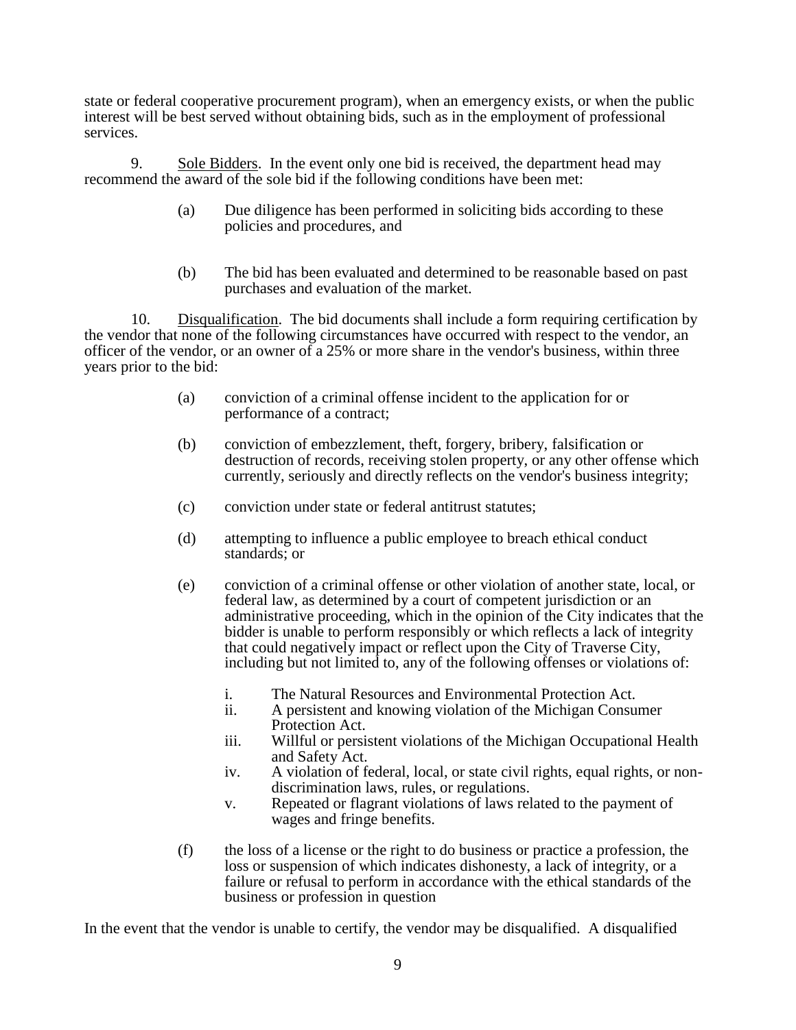state or federal cooperative procurement program), when an emergency exists, or when the public interest will be best served without obtaining bids, such as in the employment of professional services.

9. Sole Bidders. In the event only one bid is received, the department head may recommend the award of the sole bid if the following conditions have been met:

(a) Due diligence has been performed in soliciting bids according to these policies and procedures, and

(b) The bid has been evaluated and determined to be reasonable based on past purchases and evaluation of the market.

10. Disqualification. The bid documents shall include a form requiring certification by the vendor that none of the following circumstances have occurred with respect to the vendor, an officer of the vendor, or an owner of a 25% or more share in the vendor's business, within three years prior to the bid:

(a) conviction of a criminal offense incident to the application for or performance of a contract;

(b) conviction of embezzlement, theft, forgery, bribery, falsification or destruction of records, receiving stolen property, or any other offense which currently, seriously and directly reflects on the vendor's business integrity;

(c) conviction under state or federal antitrust statutes;

(d) attempting to influence a public employee to breach ethical conduct standards; or

(e) conviction of a criminal offense or other violation of another state, local, or federal law, as determined by a court of competent jurisdiction or an administrative proceeding, which in the opinion of the City indicates that the bidder is unable to perform responsibly or which reflects a lack of integrity that could negatively impact or reflect upon the City of Traverse City, including but not limited to, any of the following offenses or violations of:

   i. The Natural Resources and Environmental Protection Act.
   ii. A persistent and knowing violation of the Michigan Consumer Protection Act.
   iii. Willful or persistent violations of the Michigan Occupational Health and Safety Act.
   iv. A violation of federal, local, or state civil rights, equal rights, or non-discrimination laws, rules, or regulations.
   v. Repeated or flagrant violations of laws related to the payment of wages and fringe benefits.

(f) the loss of a license or the right to do business or practice a profession, the loss or suspension of which indicates dishonesty, a lack of integrity, or a failure or refusal to perform in accordance with the ethical standards of the business or profession in question

In the event that the vendor is unable to certify, the vendor may be disqualified. A disqualified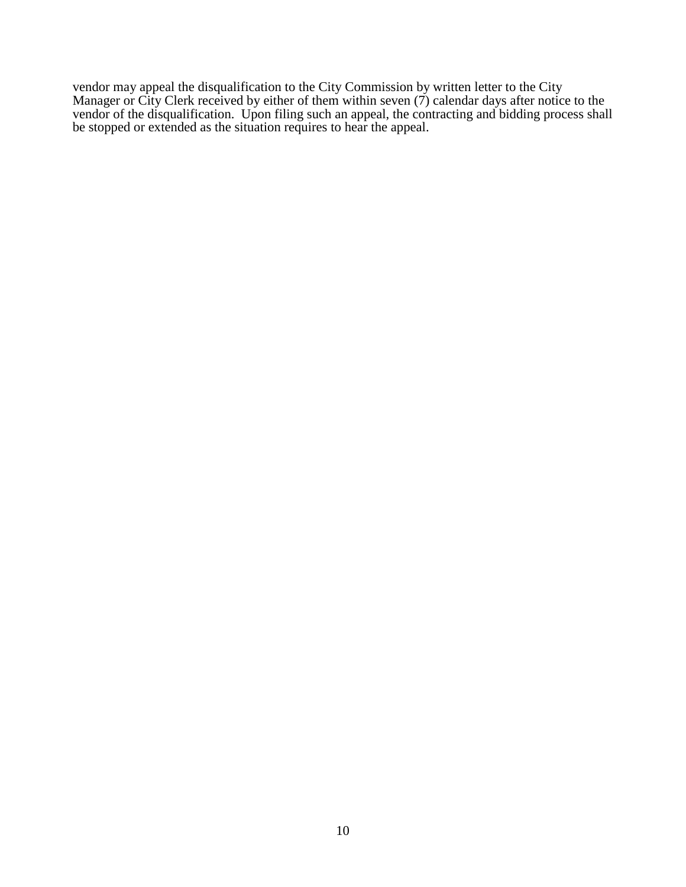vendor may appeal the disqualification to the City Commission by written letter to the City Manager or City Clerk received by either of them within seven (7) calendar days after notice to the vendor of the disqualification. Upon filing such an appeal, the contracting and bidding process shall be stopped or extended as the situation requires to hear the appeal.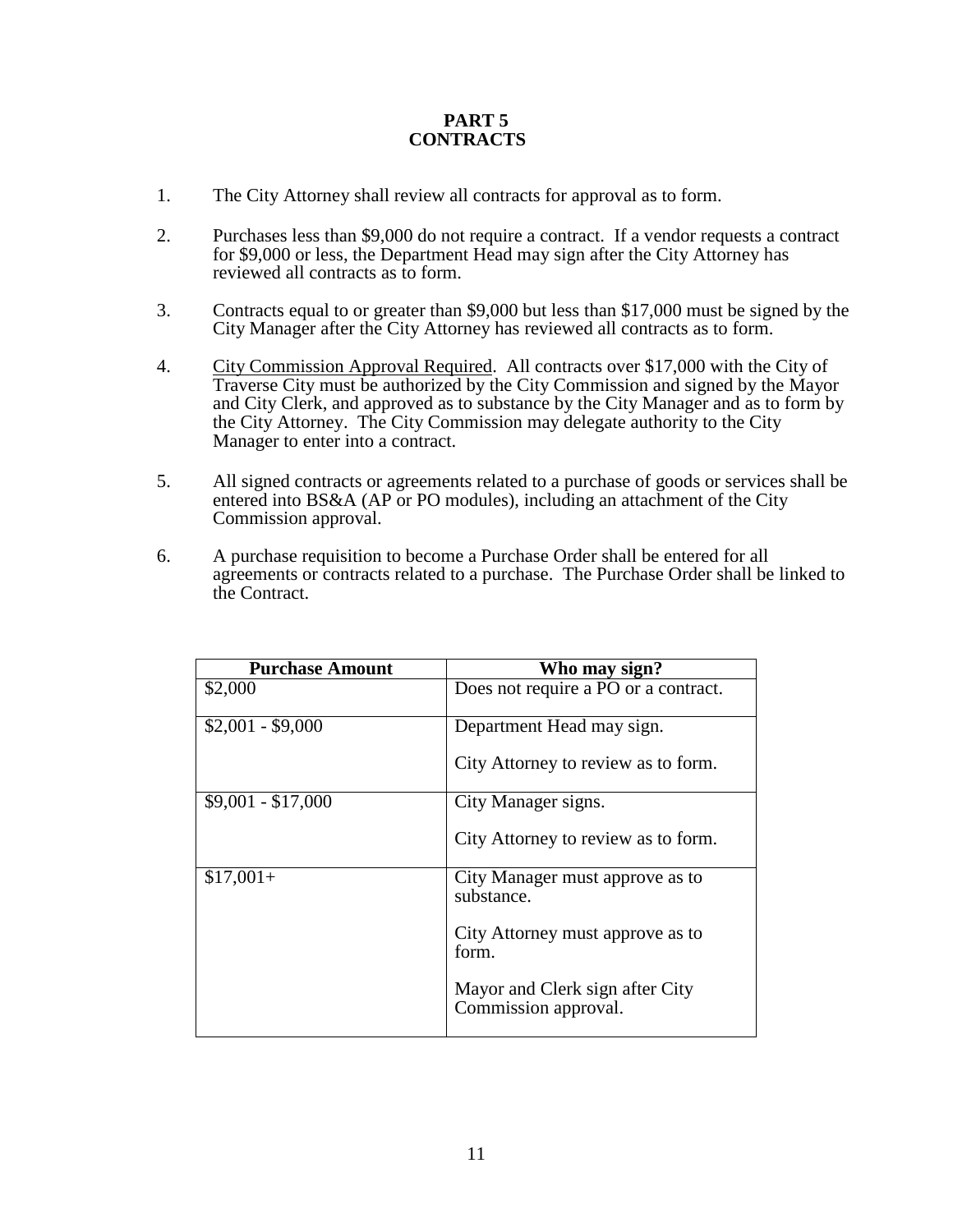# PART 5
# CONTRACTS

1. The City Attorney shall review all contracts for approval as to form.

2. Purchases less than $9,000 do not require a contract. If a vendor requests a contract for $9,000 or less, the Department Head may sign after the City Attorney has reviewed all contracts as to form.

3. Contracts equal to or greater than $9,000 but less than $17,000 must be signed by the City Manager after the City Attorney has reviewed all contracts as to form.

4. City Commission Approval Required. All contracts over $17,000 with the City of Traverse City must be authorized by the City Commission and signed by the Mayor and City Clerk, and approved as to substance by the City Manager and as to form by the City Attorney. The City Commission may delegate authority to the City Manager to enter into a contract.

5. All signed contracts or agreements related to a purchase of goods or services shall be entered into BS&A (AP or PO modules), including an attachment of the City Commission approval.

6. A purchase requisition to become a Purchase Order shall be entered for all agreements or contracts related to a purchase. The Purchase Order shall be linked to the Contract.

| Purchase Amount | Who may sign? |
|---|---|
| $2,000 | Does not require a PO or a contract. |
| $2,001 - $9,000 | Department Head may sign.<br><br>City Attorney to review as to form. |
| $9,001 - $17,000 | City Manager signs.<br><br>City Attorney to review as to form. |
| $17,001+ | City Manager must approve as to substance.<br><br>City Attorney must approve as to form.<br><br>Mayor and Clerk sign after City Commission approval. |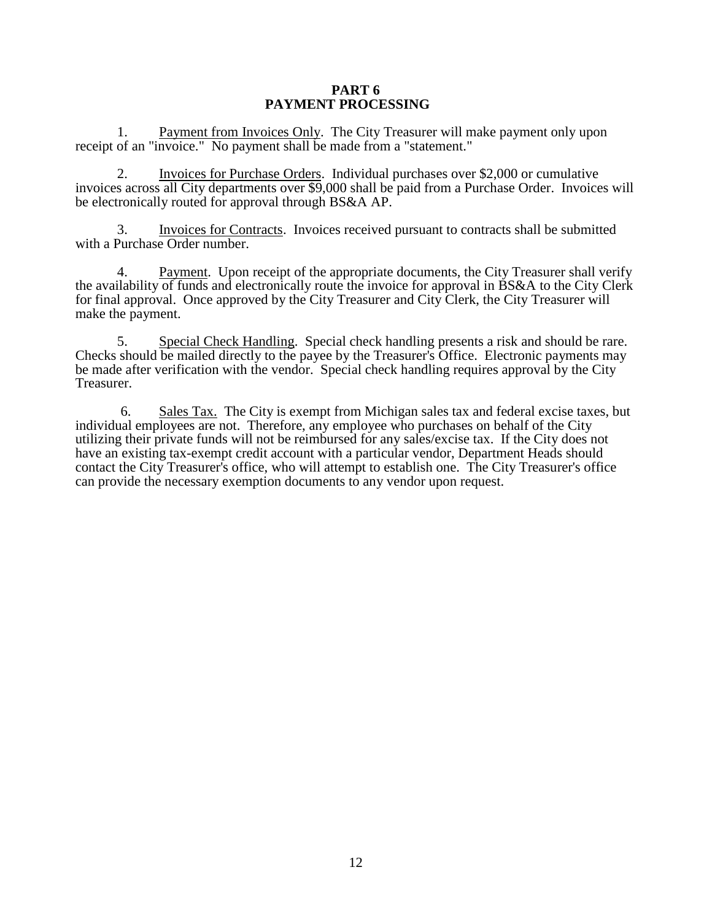# PART 6
# PAYMENT PROCESSING

1. Payment from Invoices Only. The City Treasurer will make payment only upon receipt of an "invoice." No payment shall be made from a "statement."

2. Invoices for Purchase Orders. Individual purchases over $2,000 or cumulative invoices across all City departments over $9,000 shall be paid from a Purchase Order. Invoices will be electronically routed for approval through BS&A AP.

3. Invoices for Contracts. Invoices received pursuant to contracts shall be submitted with a Purchase Order number.

4. Payment. Upon receipt of the appropriate documents, the City Treasurer shall verify the availability of funds and electronically route the invoice for approval in BS&A to the City Clerk for final approval. Once approved by the City Treasurer and City Clerk, the City Treasurer will make the payment.

5. Special Check Handling. Special check handling presents a risk and should be rare. Checks should be mailed directly to the payee by the Treasurer's Office. Electronic payments may be made after verification with the vendor. Special check handling requires approval by the City Treasurer.

6. Sales Tax. The City is exempt from Michigan sales tax and federal excise taxes, but individual employees are not. Therefore, any employee who purchases on behalf of the City utilizing their private funds will not be reimbursed for any sales/excise tax. If the City does not have an existing tax-exempt credit account with a particular vendor, Department Heads should contact the City Treasurer's office, who will attempt to establish one. The City Treasurer's office can provide the necessary exemption documents to any vendor upon request.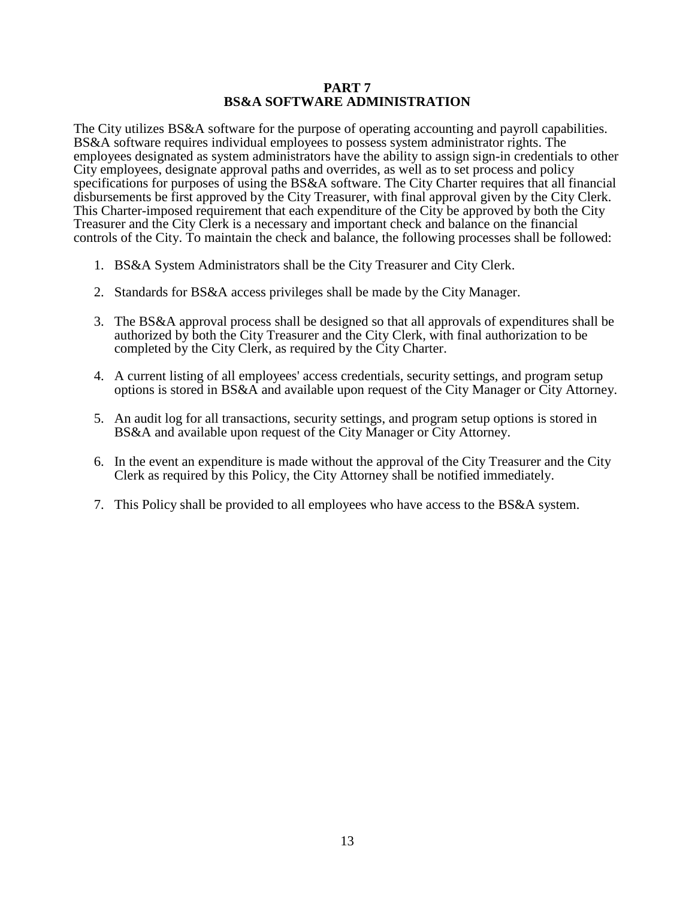# PART 7
# BS&A SOFTWARE ADMINISTRATION

The City utilizes BS&A software for the purpose of operating accounting and payroll capabilities. BS&A software requires individual employees to possess system administrator rights. The employees designated as system administrators have the ability to assign sign-in credentials to other City employees, designate approval paths and overrides, as well as to set process and policy specifications for purposes of using the BS&A software. The City Charter requires that all financial disbursements be first approved by the City Treasurer, with final approval given by the City Clerk. This Charter-imposed requirement that each expenditure of the City be approved by both the City Treasurer and the City Clerk is a necessary and important check and balance on the financial controls of the City. To maintain the check and balance, the following processes shall be followed:

1. BS&A System Administrators shall be the City Treasurer and City Clerk.
2. Standards for BS&A access privileges shall be made by the City Manager.
3. The BS&A approval process shall be designed so that all approvals of expenditures shall be authorized by both the City Treasurer and the City Clerk, with final authorization to be completed by the City Clerk, as required by the City Charter.
4. A current listing of all employees' access credentials, security settings, and program setup options is stored in BS&A and available upon request of the City Manager or City Attorney.
5. An audit log for all transactions, security settings, and program setup options is stored in BS&A and available upon request of the City Manager or City Attorney.
6. In the event an expenditure is made without the approval of the City Treasurer and the City Clerk as required by this Policy, the City Attorney shall be notified immediately.
7. This Policy shall be provided to all employees who have access to the BS&A system.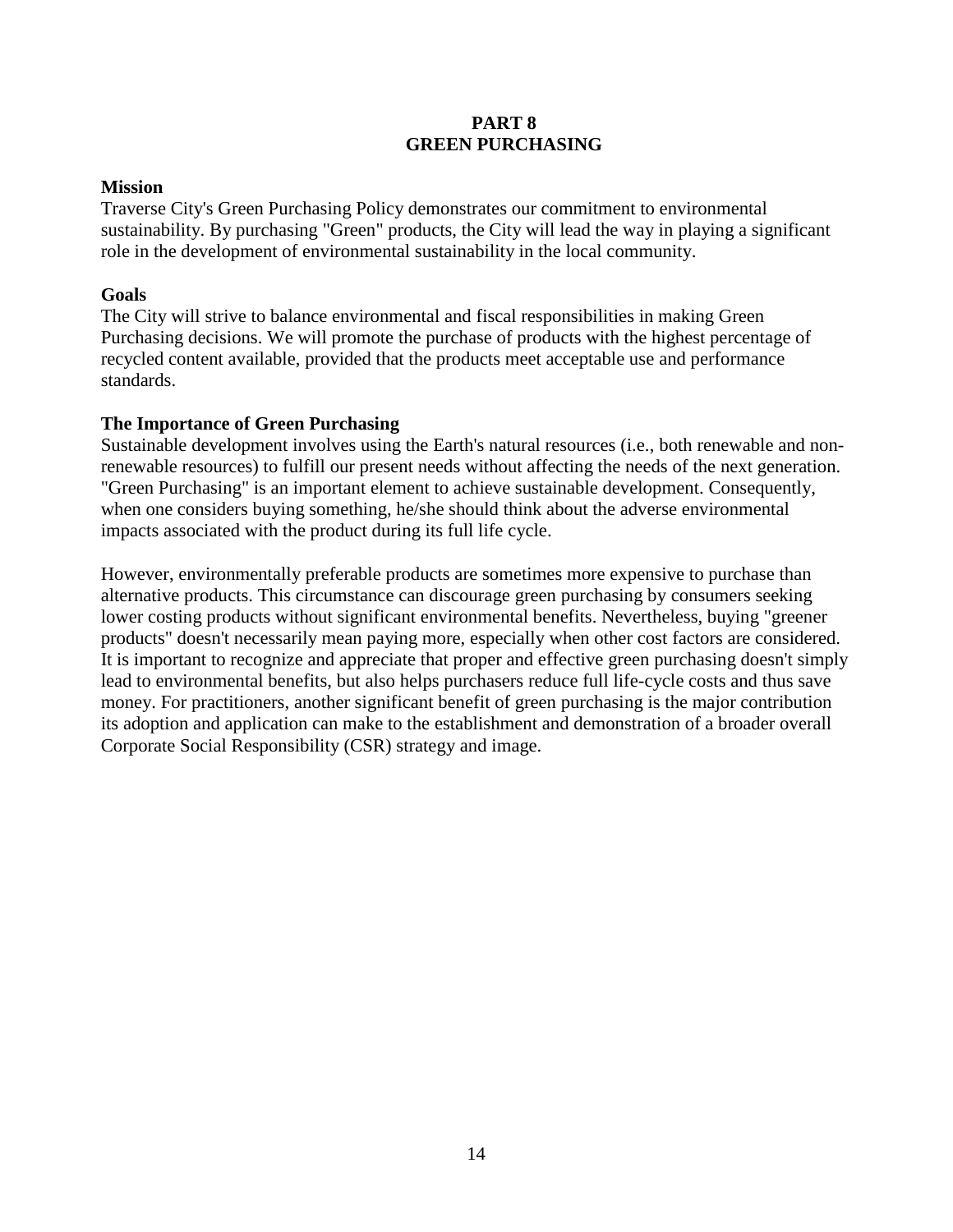# PART 8
# GREEN PURCHASING

## Mission

Traverse City's Green Purchasing Policy demonstrates our commitment to environmental sustainability. By purchasing "Green" products, the City will lead the way in playing a significant role in the development of environmental sustainability in the local community.

## Goals

The City will strive to balance environmental and fiscal responsibilities in making Green Purchasing decisions. We will promote the purchase of products with the highest percentage of recycled content available, provided that the products meet acceptable use and performance standards.

## The Importance of Green Purchasing

Sustainable development involves using the Earth's natural resources (i.e., both renewable and non-renewable resources) to fulfill our present needs without affecting the needs of the next generation. "Green Purchasing" is an important element to achieve sustainable development. Consequently, when one considers buying something, he/she should think about the adverse environmental impacts associated with the product during its full life cycle.

However, environmentally preferable products are sometimes more expensive to purchase than alternative products. This circumstance can discourage green purchasing by consumers seeking lower costing products without significant environmental benefits. Nevertheless, buying "greener products" doesn't necessarily mean paying more, especially when other cost factors are considered. It is important to recognize and appreciate that proper and effective green purchasing doesn't simply lead to environmental benefits, but also helps purchasers reduce full life-cycle costs and thus save money. For practitioners, another significant benefit of green purchasing is the major contribution its adoption and application can make to the establishment and demonstration of a broader overall Corporate Social Responsibility (CSR) strategy and image.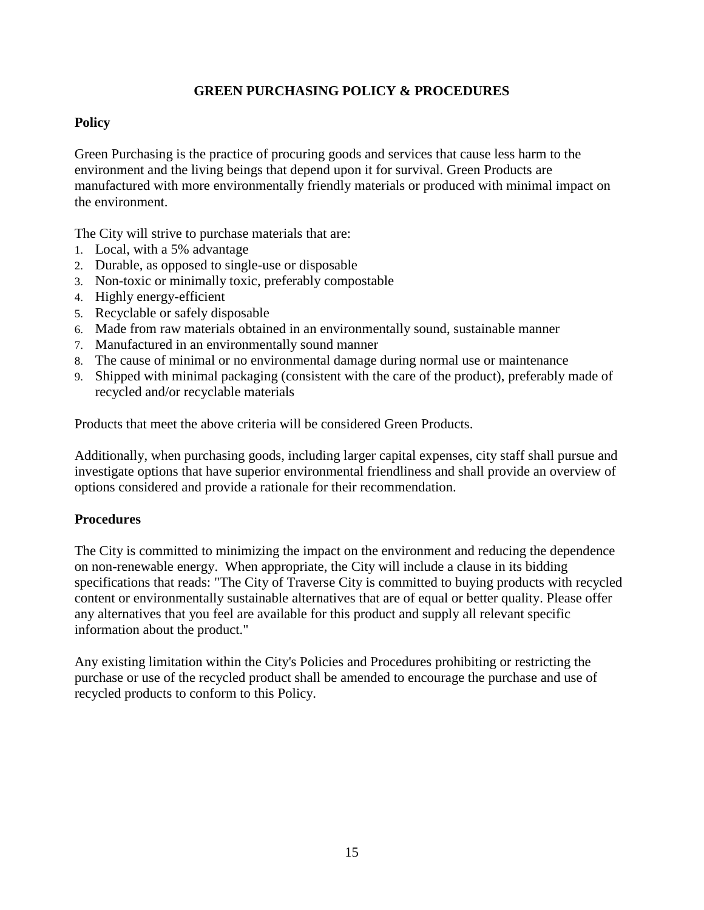# GREEN PURCHASING POLICY & PROCEDURES

## Policy

Green Purchasing is the practice of procuring goods and services that cause less harm to the environment and the living beings that depend upon it for survival. Green Products are manufactured with more environmentally friendly materials or produced with minimal impact on the environment.

The City will strive to purchase materials that are:

1. Local, with a 5% advantage
2. Durable, as opposed to single-use or disposable
3. Non-toxic or minimally toxic, preferably compostable
4. Highly energy-efficient
5. Recyclable or safely disposable
6. Made from raw materials obtained in an environmentally sound, sustainable manner
7. Manufactured in an environmentally sound manner
8. The cause of minimal or no environmental damage during normal use or maintenance
9. Shipped with minimal packaging (consistent with the care of the product), preferably made of recycled and/or recyclable materials

Products that meet the above criteria will be considered Green Products.

Additionally, when purchasing goods, including larger capital expenses, city staff shall pursue and investigate options that have superior environmental friendliness and shall provide an overview of options considered and provide a rationale for their recommendation.

## Procedures

The City is committed to minimizing the impact on the environment and reducing the dependence on non-renewable energy. When appropriate, the City will include a clause in its bidding specifications that reads: "The City of Traverse City is committed to buying products with recycled content or environmentally sustainable alternatives that are of equal or better quality. Please offer any alternatives that you feel are available for this product and supply all relevant specific information about the product."

Any existing limitation within the City's Policies and Procedures prohibiting or restricting the purchase or use of the recycled product shall be amended to encourage the purchase and use of recycled products to conform to this Policy.